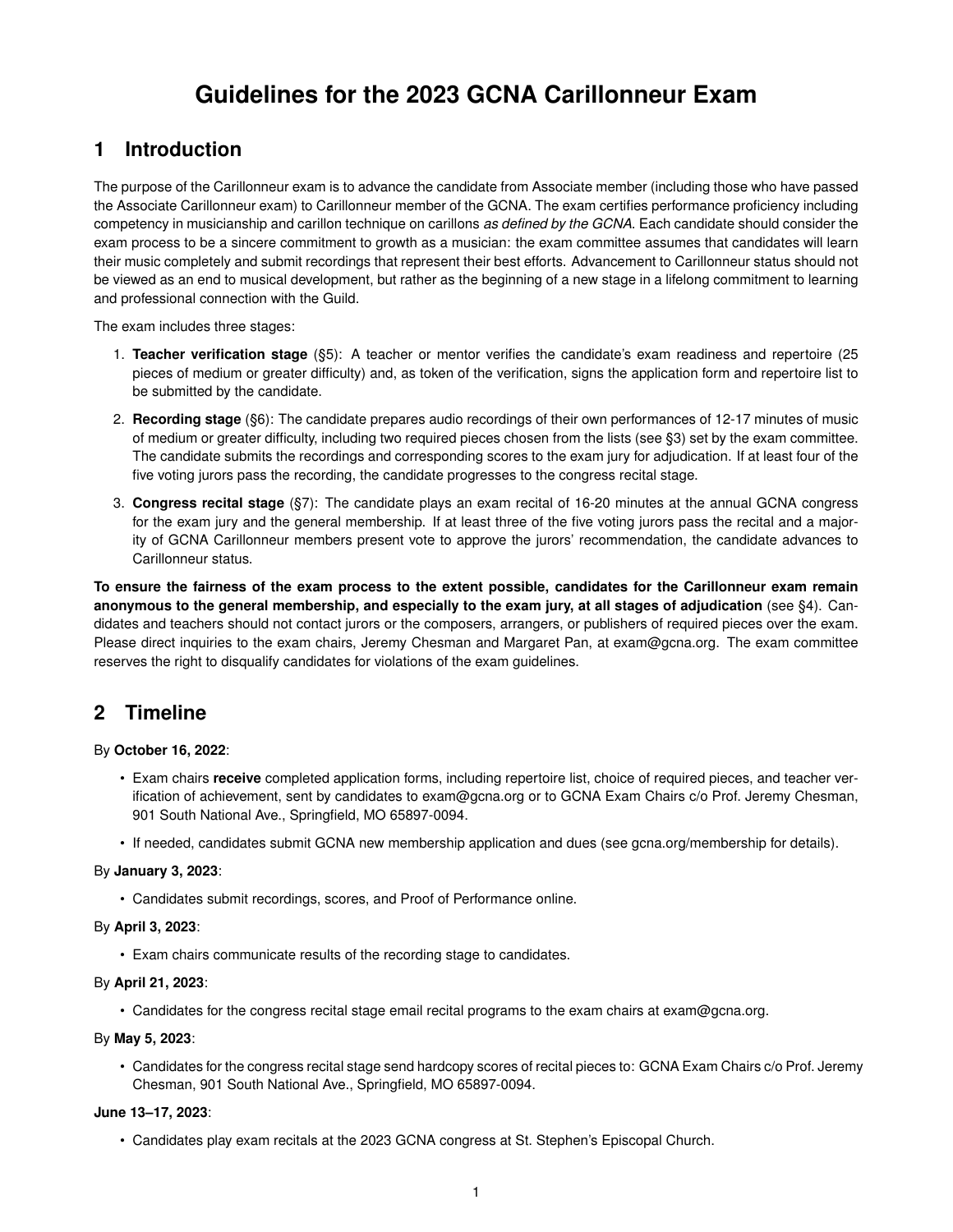# Guidelines for the 2023 GCNA Carillonneur Exam

## 1 Introduction

The purpose of the Carillonneur exam is to advance the candidate from Associate member (including those who have passed the Associate Carillonneur exam) to Carillonneur member of the GCNA. The exam certifies performance proficiency including competency in musicianship and carillon technique on carillons *as defined by the GCNA*. Each candidate should consider the exam process to be a sincere commitment to growth as a musician: the exam committee assumes that candidates will learn their music completely and submit recordings that represent their best efforts. Advancement to Carillonneur status should not be viewed as an end to musical development, but rather as the beginning of a new stage in a lifelong commitment to learning and professional connection with the Guild.

The exam includes three stages:

1. **Teacher verification stage** (§5): A teacher or mentor verifies the candidate's exam readiness and repertoire (25 pieces of medium or greater difficulty) and, as token of the verification, signs the application form and repertoire list to be submitted by the candidate.
2. **Recording stage** (§6): The candidate prepares audio recordings of their own performances of 12-17 minutes of music of medium or greater difficulty, including two required pieces chosen from the lists (see §3) set by the exam committee. The candidate submits the recordings and corresponding scores to the exam jury for adjudication. If at least four of the five voting jurors pass the recording, the candidate progresses to the congress recital stage.
3. **Congress recital stage** (§7): The candidate plays an exam recital of 16-20 minutes at the annual GCNA congress for the exam jury and the general membership. If at least three of the five voting jurors pass the recital and a majority of GCNA Carillonneur members present vote to approve the jurors' recommendation, the candidate advances to Carillonneur status.

**To ensure the fairness of the exam process to the extent possible, candidates for the Carillonneur exam remain anonymous to the general membership, and especially to the exam jury, at all stages of adjudication** (see §4). Candidates and teachers should not contact jurors or the composers, arrangers, or publishers of required pieces over the exam. Please direct inquiries to the exam chairs, Jeremy Chesman and Margaret Pan, at exam@gcna.org. The exam committee reserves the right to disqualify candidates for violations of the exam guidelines.

## 2 Timeline

By **October 16, 2022**:

- Exam chairs **receive** completed application forms, including repertoire list, choice of required pieces, and teacher verification of achievement, sent by candidates to exam@gcna.org or to GCNA Exam Chairs c/o Prof. Jeremy Chesman, 901 South National Ave., Springfield, MO 65897-0094.
- If needed, candidates submit GCNA new membership application and dues (see gcna.org/membership for details).

By **January 3, 2023**:

- Candidates submit recordings, scores, and Proof of Performance online.

By **April 3, 2023**:

- Exam chairs communicate results of the recording stage to candidates.

By **April 21, 2023**:

- Candidates for the congress recital stage email recital programs to the exam chairs at exam@gcna.org.

By **May 5, 2023**:

- Candidates for the congress recital stage send hardcopy scores of recital pieces to: GCNA Exam Chairs c/o Prof. Jeremy Chesman, 901 South National Ave., Springfield, MO 65897-0094.

**June 13–17, 2023**:

- Candidates play exam recitals at the 2023 GCNA congress at St. Stephen's Episcopal Church.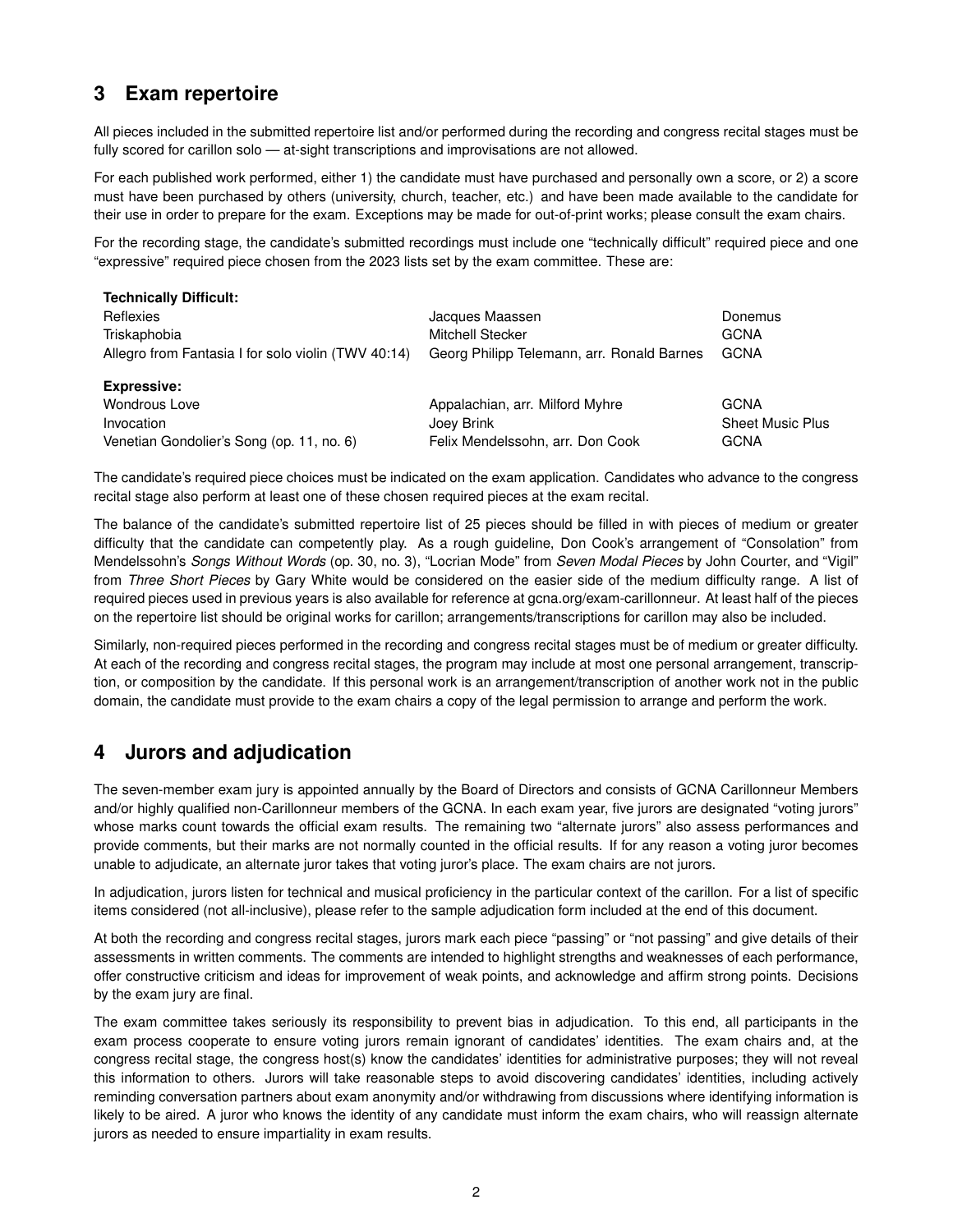## 3 Exam repertoire

All pieces included in the submitted repertoire list and/or performed during the recording and congress recital stages must be fully scored for carillon solo — at-sight transcriptions and improvisations are not allowed.

For each published work performed, either 1) the candidate must have purchased and personally own a score, or 2) a score must have been purchased by others (university, church, teacher, etc.) and have been made available to the candidate for their use in order to prepare for the exam. Exceptions may be made for out-of-print works; please consult the exam chairs.

For the recording stage, the candidate's submitted recordings must include one "technically difficult" required piece and one "expressive" required piece chosen from the 2023 lists set by the exam committee. These are:

| **Technically Difficult:** | | |
|---|---|---|
| Reflexies | Jacques Maassen | Donemus |
| Triskaphobia | Mitchell Stecker | GCNA |
| Allegro from Fantasia I for solo violin (TWV 40:14) | Georg Philipp Telemann, arr. Ronald Barnes | GCNA |
| **Expressive:** | | |
| Wondrous Love | Appalachian, arr. Milford Myhre | GCNA |
| Invocation | Joey Brink | Sheet Music Plus |
| Venetian Gondolier's Song (op. 11, no. 6) | Felix Mendelssohn, arr. Don Cook | GCNA |

The candidate's required piece choices must be indicated on the exam application. Candidates who advance to the congress recital stage also perform at least one of these chosen required pieces at the exam recital.

The balance of the candidate's submitted repertoire list of 25 pieces should be filled in with pieces of medium or greater difficulty that the candidate can competently play. As a rough guideline, Don Cook's arrangement of "Consolation" from Mendelssohn's *Songs Without Words* (op. 30, no. 3), "Locrian Mode" from *Seven Modal Pieces* by John Courter, and "Vigil" from *Three Short Pieces* by Gary White would be considered on the easier side of the medium difficulty range. A list of required pieces used in previous years is also available for reference at gcna.org/exam-carillonneur. At least half of the pieces on the repertoire list should be original works for carillon; arrangements/transcriptions for carillon may also be included.

Similarly, non-required pieces performed in the recording and congress recital stages must be of medium or greater difficulty. At each of the recording and congress recital stages, the program may include at most one personal arrangement, transcription, or composition by the candidate. If this personal work is an arrangement/transcription of another work not in the public domain, the candidate must provide to the exam chairs a copy of the legal permission to arrange and perform the work.

## 4 Jurors and adjudication

The seven-member exam jury is appointed annually by the Board of Directors and consists of GCNA Carillonneur Members and/or highly qualified non-Carillonneur members of the GCNA. In each exam year, five jurors are designated "voting jurors" whose marks count towards the official exam results. The remaining two "alternate jurors" also assess performances and provide comments, but their marks are not normally counted in the official results. If for any reason a voting juror becomes unable to adjudicate, an alternate juror takes that voting juror's place. The exam chairs are not jurors.

In adjudication, jurors listen for technical and musical proficiency in the particular context of the carillon. For a list of specific items considered (not all-inclusive), please refer to the sample adjudication form included at the end of this document.

At both the recording and congress recital stages, jurors mark each piece "passing" or "not passing" and give details of their assessments in written comments. The comments are intended to highlight strengths and weaknesses of each performance, offer constructive criticism and ideas for improvement of weak points, and acknowledge and affirm strong points. Decisions by the exam jury are final.

The exam committee takes seriously its responsibility to prevent bias in adjudication. To this end, all participants in the exam process cooperate to ensure voting jurors remain ignorant of candidates' identities. The exam chairs and, at the congress recital stage, the congress host(s) know the candidates' identities for administrative purposes; they will not reveal this information to others. Jurors will take reasonable steps to avoid discovering candidates' identities, including actively reminding conversation partners about exam anonymity and/or withdrawing from discussions where identifying information is likely to be aired. A juror who knows the identity of any candidate must inform the exam chairs, who will reassign alternate jurors as needed to ensure impartiality in exam results.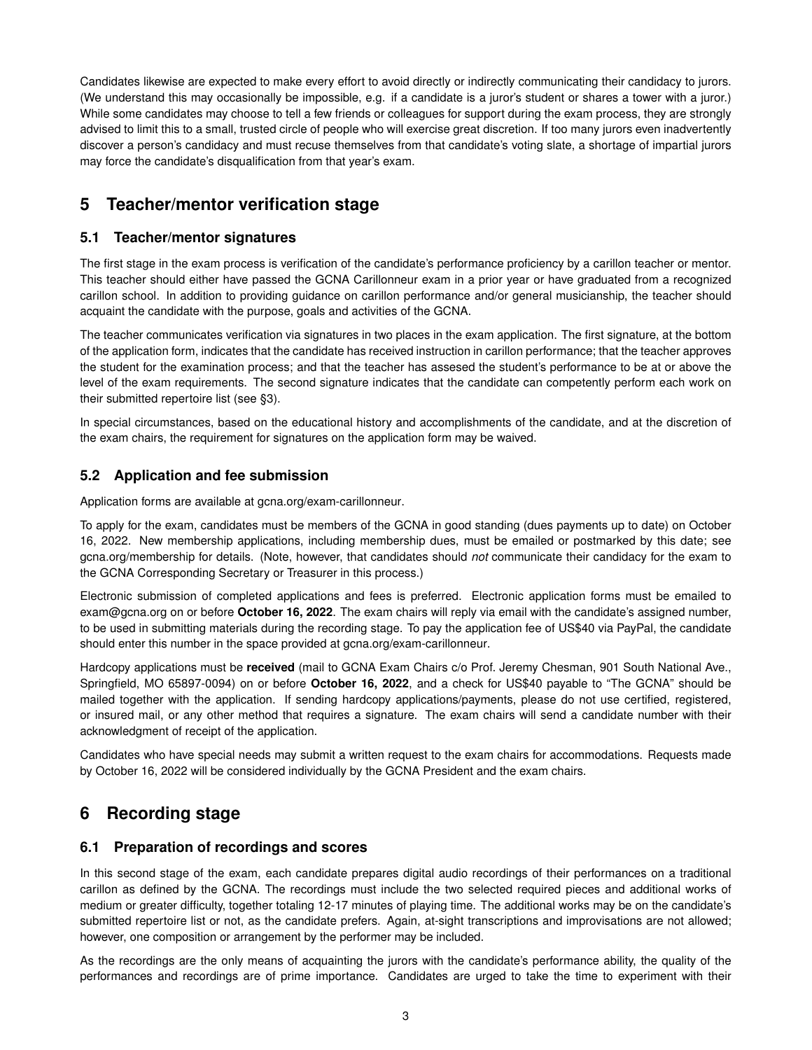Candidates likewise are expected to make every effort to avoid directly or indirectly communicating their candidacy to jurors. (We understand this may occasionally be impossible, e.g. if a candidate is a juror's student or shares a tower with a juror.) While some candidates may choose to tell a few friends or colleagues for support during the exam process, they are strongly advised to limit this to a small, trusted circle of people who will exercise great discretion. If too many jurors even inadvertently discover a person's candidacy and must recuse themselves from that candidate's voting slate, a shortage of impartial jurors may force the candidate's disqualification from that year's exam.

## 5 Teacher/mentor verification stage

### 5.1 Teacher/mentor signatures

The first stage in the exam process is verification of the candidate's performance proficiency by a carillon teacher or mentor. This teacher should either have passed the GCNA Carillonneur exam in a prior year or have graduated from a recognized carillon school. In addition to providing guidance on carillon performance and/or general musicianship, the teacher should acquaint the candidate with the purpose, goals and activities of the GCNA.

The teacher communicates verification via signatures in two places in the exam application. The first signature, at the bottom of the application form, indicates that the candidate has received instruction in carillon performance; that the teacher approves the student for the examination process; and that the teacher has assesed the student's performance to be at or above the level of the exam requirements. The second signature indicates that the candidate can competently perform each work on their submitted repertoire list (see §3).

In special circumstances, based on the educational history and accomplishments of the candidate, and at the discretion of the exam chairs, the requirement for signatures on the application form may be waived.

### 5.2 Application and fee submission

Application forms are available at gcna.org/exam-carillonneur.

To apply for the exam, candidates must be members of the GCNA in good standing (dues payments up to date) on October 16, 2022. New membership applications, including membership dues, must be emailed or postmarked by this date; see gcna.org/membership for details. (Note, however, that candidates should *not* communicate their candidacy for the exam to the GCNA Corresponding Secretary or Treasurer in this process.)

Electronic submission of completed applications and fees is preferred. Electronic application forms must be emailed to exam@gcna.org on or before **October 16, 2022**. The exam chairs will reply via email with the candidate's assigned number, to be used in submitting materials during the recording stage. To pay the application fee of US$40 via PayPal, the candidate should enter this number in the space provided at gcna.org/exam-carillonneur.

Hardcopy applications must be **received** (mail to GCNA Exam Chairs c/o Prof. Jeremy Chesman, 901 South National Ave., Springfield, MO 65897-0094) on or before **October 16, 2022**, and a check for US$40 payable to "The GCNA" should be mailed together with the application. If sending hardcopy applications/payments, please do not use certified, registered, or insured mail, or any other method that requires a signature. The exam chairs will send a candidate number with their acknowledgment of receipt of the application.

Candidates who have special needs may submit a written request to the exam chairs for accommodations. Requests made by October 16, 2022 will be considered individually by the GCNA President and the exam chairs.

## 6 Recording stage

### 6.1 Preparation of recordings and scores

In this second stage of the exam, each candidate prepares digital audio recordings of their performances on a traditional carillon as defined by the GCNA. The recordings must include the two selected required pieces and additional works of medium or greater difficulty, together totaling 12-17 minutes of playing time. The additional works may be on the candidate's submitted repertoire list or not, as the candidate prefers. Again, at-sight transcriptions and improvisations are not allowed; however, one composition or arrangement by the performer may be included.

As the recordings are the only means of acquainting the jurors with the candidate's performance ability, the quality of the performances and recordings are of prime importance. Candidates are urged to take the time to experiment with their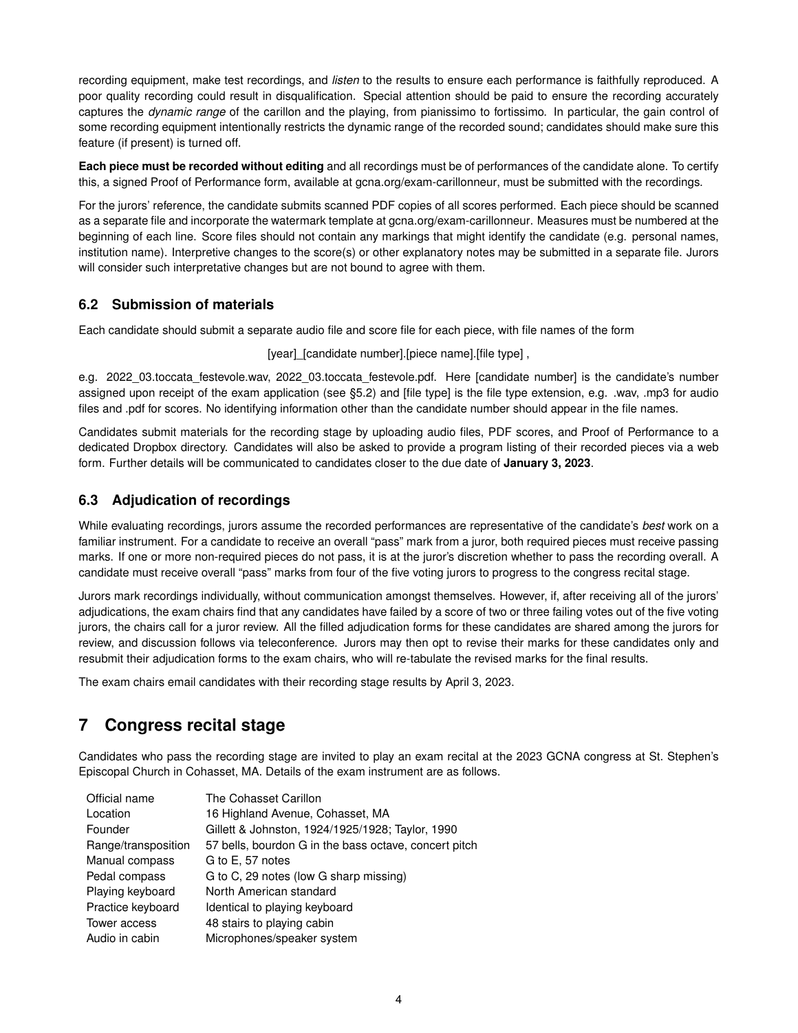recording equipment, make test recordings, and *listen* to the results to ensure each performance is faithfully reproduced. A poor quality recording could result in disqualification. Special attention should be paid to ensure the recording accurately captures the *dynamic range* of the carillon and the playing, from pianissimo to fortissimo. In particular, the gain control of some recording equipment intentionally restricts the dynamic range of the recorded sound; candidates should make sure this feature (if present) is turned off.

**Each piece must be recorded without editing** and all recordings must be of performances of the candidate alone. To certify this, a signed Proof of Performance form, available at gcna.org/exam-carillonneur, must be submitted with the recordings.

For the jurors' reference, the candidate submits scanned PDF copies of all scores performed. Each piece should be scanned as a separate file and incorporate the watermark template at gcna.org/exam-carillonneur. Measures must be numbered at the beginning of each line. Score files should not contain any markings that might identify the candidate (e.g. personal names, institution name). Interpretive changes to the score(s) or other explanatory notes may be submitted in a separate file. Jurors will consider such interpretative changes but are not bound to agree with them.

### 6.2 Submission of materials

Each candidate should submit a separate audio file and score file for each piece, with file names of the form

[year]_[candidate number].[piece name].[file type] ,

e.g. 2022_03.toccata_festevole.wav, 2022_03.toccata_festevole.pdf. Here [candidate number] is the candidate's number assigned upon receipt of the exam application (see §5.2) and [file type] is the file type extension, e.g. .wav, .mp3 for audio files and .pdf for scores. No identifying information other than the candidate number should appear in the file names.

Candidates submit materials for the recording stage by uploading audio files, PDF scores, and Proof of Performance to a dedicated Dropbox directory. Candidates will also be asked to provide a program listing of their recorded pieces via a web form. Further details will be communicated to candidates closer to the due date of **January 3, 2023**.

### 6.3 Adjudication of recordings

While evaluating recordings, jurors assume the recorded performances are representative of the candidate's *best* work on a familiar instrument. For a candidate to receive an overall "pass" mark from a juror, both required pieces must receive passing marks. If one or more non-required pieces do not pass, it is at the juror's discretion whether to pass the recording overall. A candidate must receive overall "pass" marks from four of the five voting jurors to progress to the congress recital stage.

Jurors mark recordings individually, without communication amongst themselves. However, if, after receiving all of the jurors' adjudications, the exam chairs find that any candidates have failed by a score of two or three failing votes out of the five voting jurors, the chairs call for a juror review. All the filled adjudication forms for these candidates are shared among the jurors for review, and discussion follows via teleconference. Jurors may then opt to revise their marks for these candidates only and resubmit their adjudication forms to the exam chairs, who will re-tabulate the revised marks for the final results.

The exam chairs email candidates with their recording stage results by April 3, 2023.

## 7 Congress recital stage

Candidates who pass the recording stage are invited to play an exam recital at the 2023 GCNA congress at St. Stephen's Episcopal Church in Cohasset, MA. Details of the exam instrument are as follows.

| | |
|---|---|
| Official name | The Cohasset Carillon |
| Location | 16 Highland Avenue, Cohasset, MA |
| Founder | Gillett & Johnston, 1924/1925/1928; Taylor, 1990 |
| Range/transposition | 57 bells, bourdon G in the bass octave, concert pitch |
| Manual compass | G to E, 57 notes |
| Pedal compass | G to C, 29 notes (low G sharp missing) |
| Playing keyboard | North American standard |
| Practice keyboard | Identical to playing keyboard |
| Tower access | 48 stairs to playing cabin |
| Audio in cabin | Microphones/speaker system |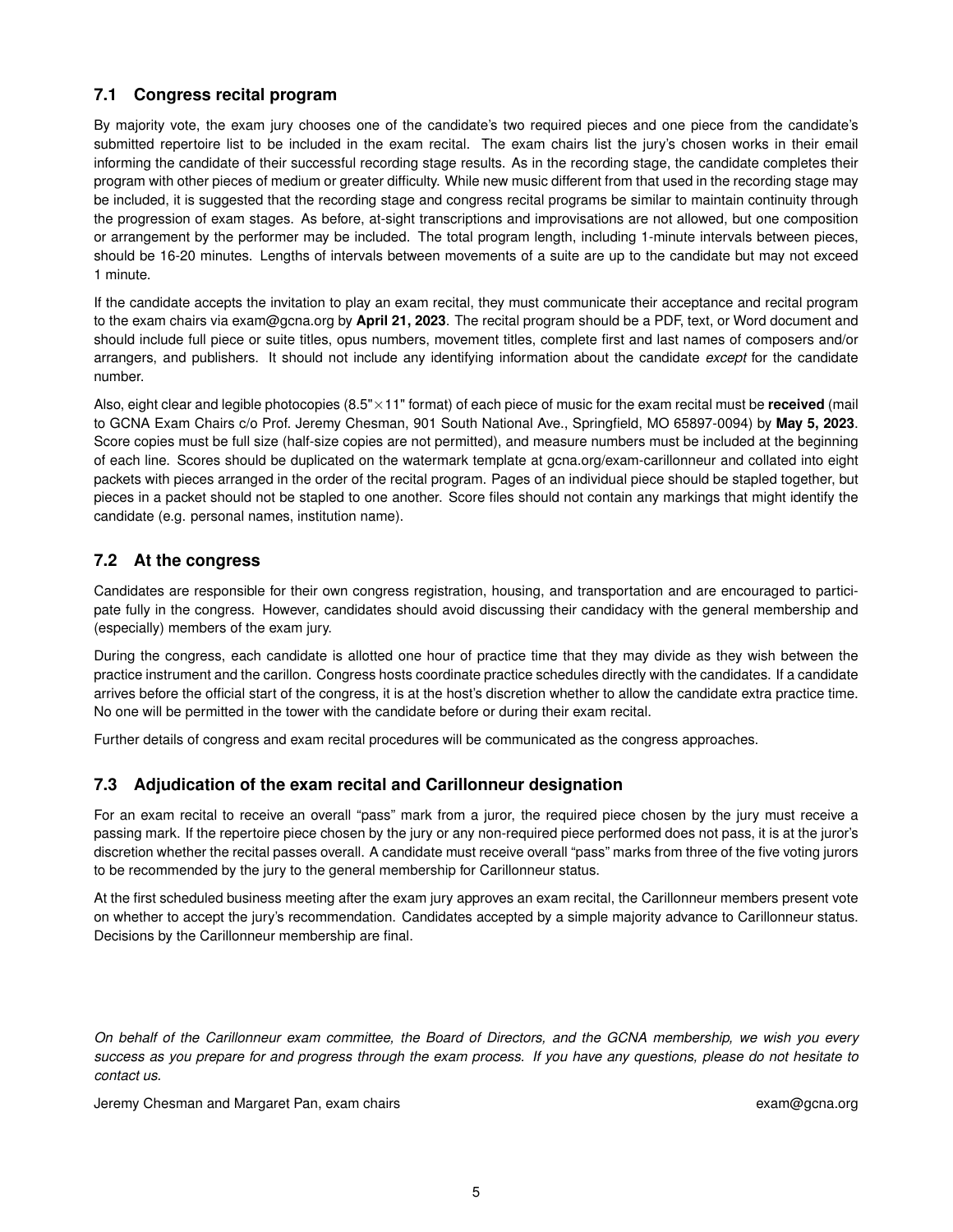### 7.1 Congress recital program

By majority vote, the exam jury chooses one of the candidate's two required pieces and one piece from the candidate's submitted repertoire list to be included in the exam recital. The exam chairs list the jury's chosen works in their email informing the candidate of their successful recording stage results. As in the recording stage, the candidate completes their program with other pieces of medium or greater difficulty. While new music different from that used in the recording stage may be included, it is suggested that the recording stage and congress recital programs be similar to maintain continuity through the progression of exam stages. As before, at-sight transcriptions and improvisations are not allowed, but one composition or arrangement by the performer may be included. The total program length, including 1-minute intervals between pieces, should be 16-20 minutes. Lengths of intervals between movements of a suite are up to the candidate but may not exceed 1 minute.

If the candidate accepts the invitation to play an exam recital, they must communicate their acceptance and recital program to the exam chairs via exam@gcna.org by **April 21, 2023**. The recital program should be a PDF, text, or Word document and should include full piece or suite titles, opus numbers, movement titles, complete first and last names of composers and/or arrangers, and publishers. It should not include any identifying information about the candidate *except* for the candidate number.

Also, eight clear and legible photocopies (8.5"×11" format) of each piece of music for the exam recital must be **received** (mail to GCNA Exam Chairs c/o Prof. Jeremy Chesman, 901 South National Ave., Springfield, MO 65897-0094) by **May 5, 2023**. Score copies must be full size (half-size copies are not permitted), and measure numbers must be included at the beginning of each line. Scores should be duplicated on the watermark template at gcna.org/exam-carillonneur and collated into eight packets with pieces arranged in the order of the recital program. Pages of an individual piece should be stapled together, but pieces in a packet should not be stapled to one another. Score files should not contain any markings that might identify the candidate (e.g. personal names, institution name).

### 7.2 At the congress

Candidates are responsible for their own congress registration, housing, and transportation and are encouraged to participate fully in the congress. However, candidates should avoid discussing their candidacy with the general membership and (especially) members of the exam jury.

During the congress, each candidate is allotted one hour of practice time that they may divide as they wish between the practice instrument and the carillon. Congress hosts coordinate practice schedules directly with the candidates. If a candidate arrives before the official start of the congress, it is at the host's discretion whether to allow the candidate extra practice time. No one will be permitted in the tower with the candidate before or during their exam recital.

Further details of congress and exam recital procedures will be communicated as the congress approaches.

### 7.3 Adjudication of the exam recital and Carillonneur designation

For an exam recital to receive an overall "pass" mark from a juror, the required piece chosen by the jury must receive a passing mark. If the repertoire piece chosen by the jury or any non-required piece performed does not pass, it is at the juror's discretion whether the recital passes overall. A candidate must receive overall "pass" marks from three of the five voting jurors to be recommended by the jury to the general membership for Carillonneur status.

At the first scheduled business meeting after the exam jury approves an exam recital, the Carillonneur members present vote on whether to accept the jury's recommendation. Candidates accepted by a simple majority advance to Carillonneur status. Decisions by the Carillonneur membership are final.

*On behalf of the Carillonneur exam committee, the Board of Directors, and the GCNA membership, we wish you every success as you prepare for and progress through the exam process. If you have any questions, please do not hesitate to contact us.*

Jeremy Chesman and Margaret Pan, exam chairs    exam@gcna.org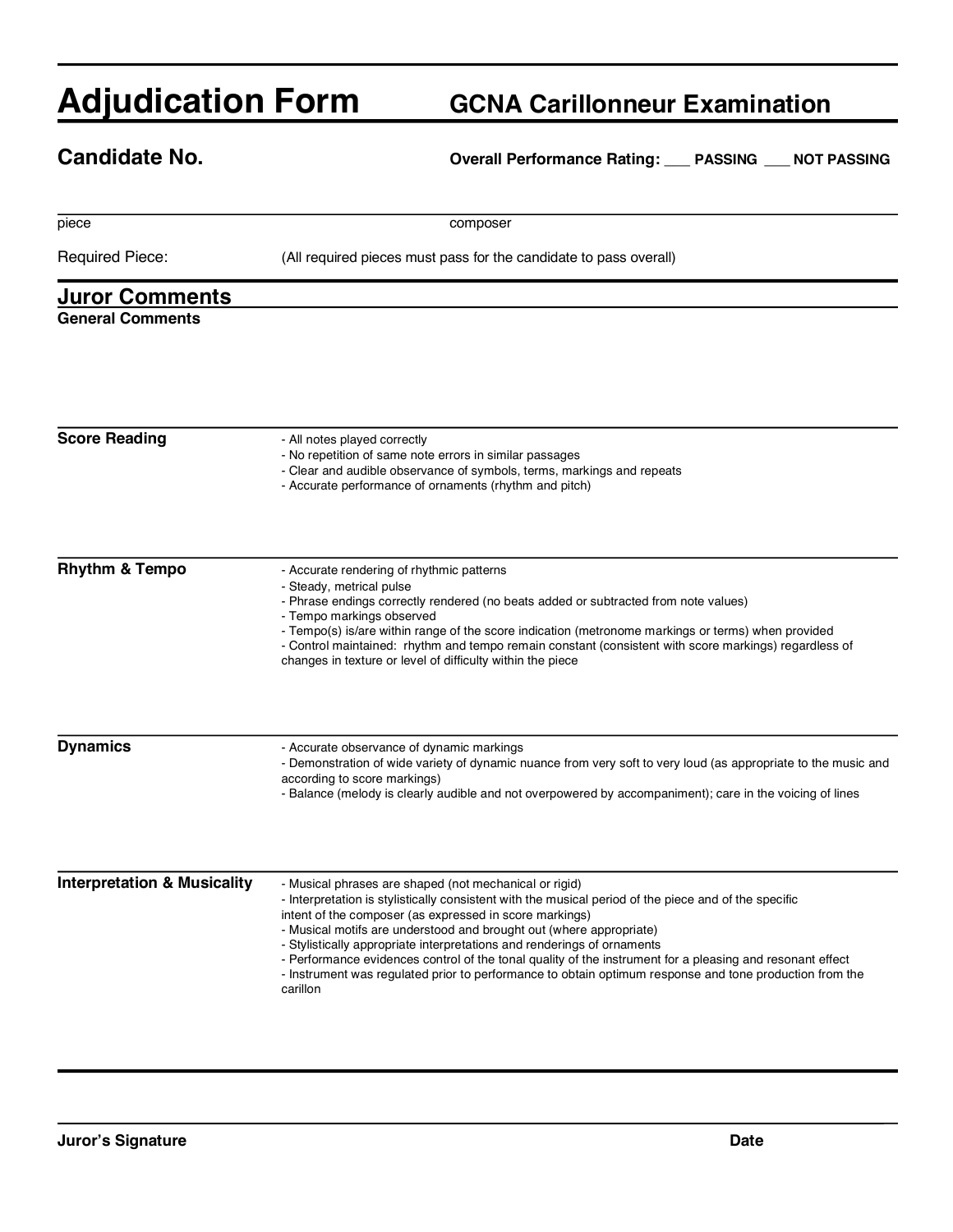# Adjudication Form

## GCNA Carillonneur Examination

**Candidate No.**

**Overall Performance Rating: ___ PASSING ___ NOT PASSING**

piece

composer

Required Piece: (All required pieces must pass for the candidate to pass overall)

## Juror Comments

### General Comments

### Score Reading

- All notes played correctly
- No repetition of same note errors in similar passages
- Clear and audible observance of symbols, terms, markings and repeats
- Accurate performance of ornaments (rhythm and pitch)

### Rhythm & Tempo

- Accurate rendering of rhythmic patterns
- Steady, metrical pulse
- Phrase endings correctly rendered (no beats added or subtracted from note values)
- Tempo markings observed
- Tempo(s) is/are within range of the score indication (metronome markings or terms) when provided
- Control maintained: rhythm and tempo remain constant (consistent with score markings) regardless of changes in texture or level of difficulty within the piece

### Dynamics

- Accurate observance of dynamic markings
- Demonstration of wide variety of dynamic nuance from very soft to very loud (as appropriate to the music and according to score markings)
- Balance (melody is clearly audible and not overpowered by accompaniment); care in the voicing of lines

### Interpretation & Musicality

- Musical phrases are shaped (not mechanical or rigid)
- Interpretation is stylistically consistent with the musical period of the piece and of the specific intent of the composer (as expressed in score markings)
- Musical motifs are understood and brought out (where appropriate)
- Stylistically appropriate interpretations and renderings of ornaments
- Performance evidences control of the tonal quality of the instrument for a pleasing and resonant effect
- Instrument was regulated prior to performance to obtain optimum response and tone production from the carillon

**Juror's Signature**

**Date**